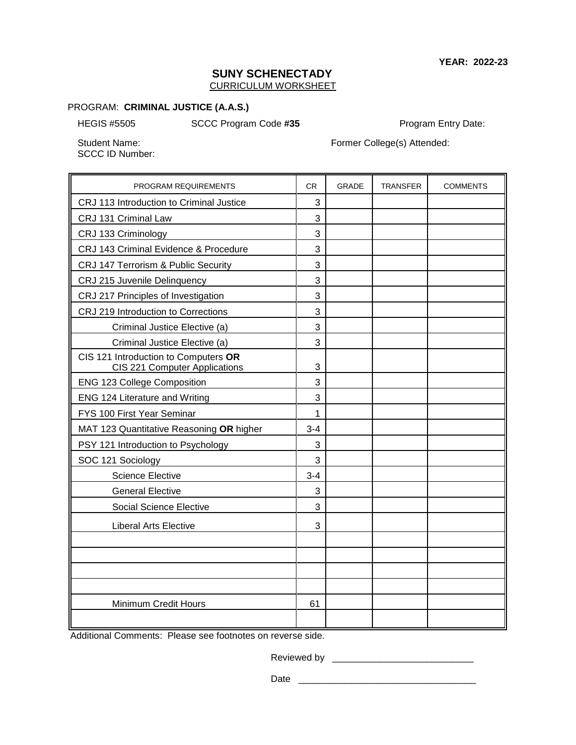**YEAR: 2022-23**

# SUNY SCHENECTADY

CURRICULUM WORKSHEET

PROGRAM: **CRIMINAL JUSTICE (A.A.S.)**

HEGIS #5505 SCCC Program Code **#35** Program Entry Date:

Student Name: Former College(s) Attended:

SCCC ID Number:

| PROGRAM REQUIREMENTS | CR | GRADE | TRANSFER | COMMENTS |
|---|---|---|---|---|
| CRJ 113 Introduction to Criminal Justice | 3 | | | |
| CRJ 131 Criminal Law | 3 | | | |
| CRJ 133 Criminology | 3 | | | |
| CRJ 143 Criminal Evidence & Procedure | 3 | | | |
| CRJ 147 Terrorism & Public Security | 3 | | | |
| CRJ 215 Juvenile Delinquency | 3 | | | |
| CRJ 217 Principles of Investigation | 3 | | | |
| CRJ 219 Introduction to Corrections | 3 | | | |
| Criminal Justice Elective (a) | 3 | | | |
| Criminal Justice Elective (a) | 3 | | | |
| CIS 121 Introduction to Computers **OR** CIS 221 Computer Applications | 3 | | | |
| ENG 123 College Composition | 3 | | | |
| ENG 124 Literature and Writing | 3 | | | |
| FYS 100 First Year Seminar | 1 | | | |
| MAT 123 Quantitative Reasoning **OR** higher | 3-4 | | | |
| PSY 121 Introduction to Psychology | 3 | | | |
| SOC 121 Sociology | 3 | | | |
| Science Elective | 3-4 | | | |
| General Elective | 3 | | | |
| Social Science Elective | 3 | | | |
| Liberal Arts Elective | 3 | | | |
| | | | | |
| | | | | |
| | | | | |
| | | | | |
| Minimum Credit Hours | 61 | | | |
| | | | | |

Additional Comments: Please see footnotes on reverse side.

Reviewed by ___________________________

Date __________________________________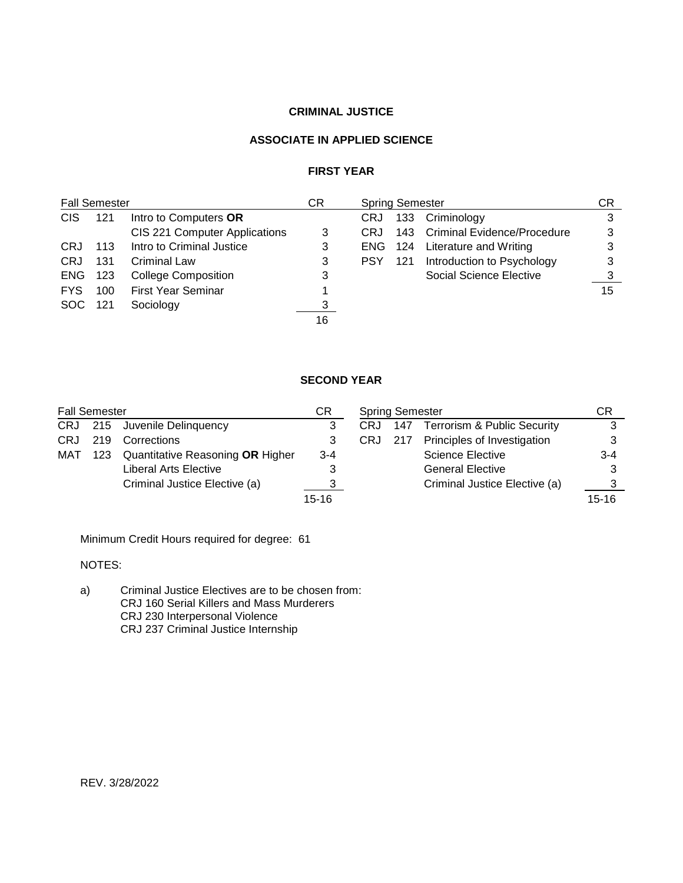# CRIMINAL JUSTICE

## ASSOCIATE IN APPLIED SCIENCE

### FIRST YEAR

| Fall Semester | | | CR | Spring Semester | | | CR |
|---|---|---|---|---|---|---|---|
| CIS | 121 | Intro to Computers **OR** | | CRJ | 133 | Criminology | 3 |
| | | CIS 221 Computer Applications | 3 | CRJ | 143 | Criminal Evidence/Procedure | 3 |
| CRJ | 113 | Intro to Criminal Justice | 3 | ENG | 124 | Literature and Writing | 3 |
| CRJ | 131 | Criminal Law | 3 | PSY | 121 | Introduction to Psychology | 3 |
| ENG | 123 | College Composition | 3 | | | Social Science Elective | 3 |
| FYS | 100 | First Year Seminar | 1 | | | | 15 |
| SOC | 121 | Sociology | 3 | | | | |
| | | | 16 | | | | |

### SECOND YEAR

| Fall Semester | | | CR | Spring Semester | | | CR |
|---|---|---|---|---|---|---|---|
| CRJ | 215 | Juvenile Delinquency | 3 | CRJ | 147 | Terrorism & Public Security | 3 |
| CRJ | 219 | Corrections | 3 | CRJ | 217 | Principles of Investigation | 3 |
| MAT | 123 | Quantitative Reasoning **OR** Higher | 3-4 | | | Science Elective | 3-4 |
| | | Liberal Arts Elective | 3 | | | General Elective | 3 |
| | | Criminal Justice Elective (a) | 3 | | | Criminal Justice Elective (a) | 3 |
| | | | 15-16 | | | | 15-16 |

Minimum Credit Hours required for degree: 61

NOTES:

a) Criminal Justice Electives are to be chosen from:
CRJ 160 Serial Killers and Mass Murderers
CRJ 230 Interpersonal Violence
CRJ 237 Criminal Justice Internship

REV. 3/28/2022